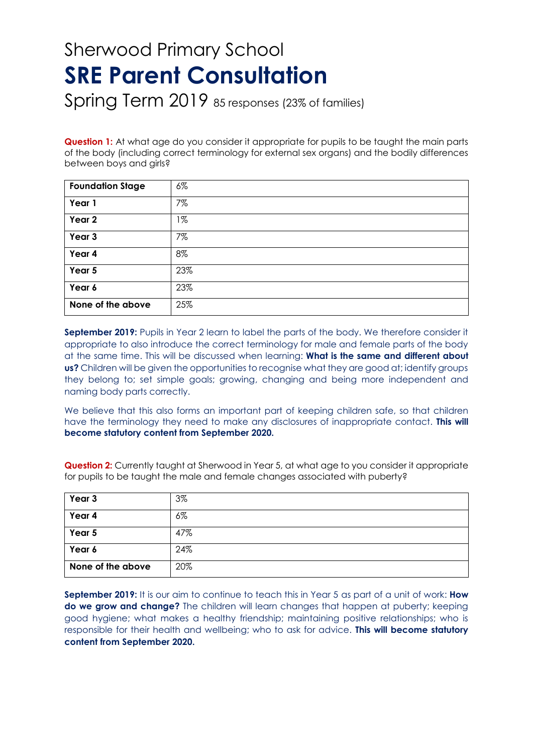Sherwood Primary School

# SRE Parent Consultation

Spring Term 2019 85 responses (23% of families)

**Question 1:** At what age do you consider it appropriate for pupils to be taught the main parts of the body (including correct terminology for external sex organs) and the bodily differences between boys and girls?

| | |
|---|---|
| **Foundation Stage** | 6% |
| **Year 1** | 7% |
| **Year 2** | 1% |
| **Year 3** | 7% |
| **Year 4** | 8% |
| **Year 5** | 23% |
| **Year 6** | 23% |
| **None of the above** | 25% |

**September 2019:** Pupils in Year 2 learn to label the parts of the body. We therefore consider it appropriate to also introduce the correct terminology for male and female parts of the body at the same time. This will be discussed when learning: **What is the same and different about us?** Children will be given the opportunities to recognise what they are good at; identify groups they belong to; set simple goals; growing, changing and being more independent and naming body parts correctly.

We believe that this also forms an important part of keeping children safe, so that children have the terminology they need to make any disclosures of inappropriate contact. **This will become statutory content from September 2020.**

**Question 2:** Currently taught at Sherwood in Year 5, at what age to you consider it appropriate for pupils to be taught the male and female changes associated with puberty?

| | |
|---|---|
| **Year 3** | 3% |
| **Year 4** | 6% |
| **Year 5** | 47% |
| **Year 6** | 24% |
| **None of the above** | 20% |

**September 2019:** It is our aim to continue to teach this in Year 5 as part of a unit of work: **How do we grow and change?** The children will learn changes that happen at puberty; keeping good hygiene; what makes a healthy friendship; maintaining positive relationships; who is responsible for their health and wellbeing; who to ask for advice. **This will become statutory content from September 2020.**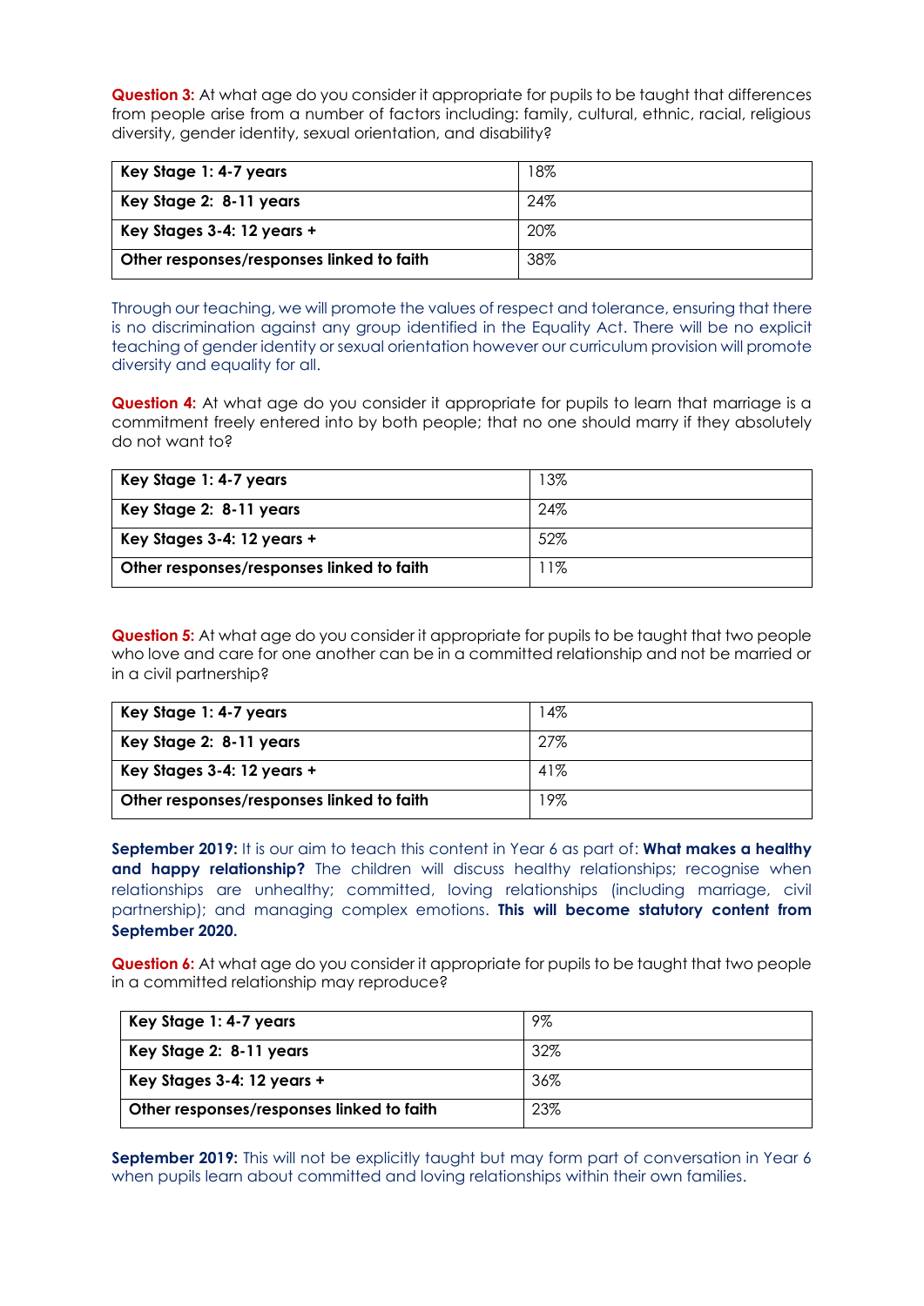**Question 3:** At what age do you consider it appropriate for pupils to be taught that differences from people arise from a number of factors including: family, cultural, ethnic, racial, religious diversity, gender identity, sexual orientation, and disability?

| **Key Stage 1: 4-7 years** | 18% |
|---|---|
| **Key Stage 2: 8-11 years** | 24% |
| **Key Stages 3-4: 12 years +** | 20% |
| **Other responses/responses linked to faith** | 38% |

Through our teaching, we will promote the values of respect and tolerance, ensuring that there is no discrimination against any group identified in the Equality Act. There will be no explicit teaching of gender identity or sexual orientation however our curriculum provision will promote diversity and equality for all.

**Question 4:** At what age do you consider it appropriate for pupils to learn that marriage is a commitment freely entered into by both people; that no one should marry if they absolutely do not want to?

| **Key Stage 1: 4-7 years** | 13% |
|---|---|
| **Key Stage 2: 8-11 years** | 24% |
| **Key Stages 3-4: 12 years +** | 52% |
| **Other responses/responses linked to faith** | 11% |

**Question 5:** At what age do you consider it appropriate for pupils to be taught that two people who love and care for one another can be in a committed relationship and not be married or in a civil partnership?

| **Key Stage 1: 4-7 years** | 14% |
|---|---|
| **Key Stage 2: 8-11 years** | 27% |
| **Key Stages 3-4: 12 years +** | 41% |
| **Other responses/responses linked to faith** | 19% |

**September 2019:** It is our aim to teach this content in Year 6 as part of: **What makes a healthy and happy relationship?** The children will discuss healthy relationships; recognise when relationships are unhealthy; committed, loving relationships (including marriage, civil partnership); and managing complex emotions. **This will become statutory content from September 2020.**

**Question 6:** At what age do you consider it appropriate for pupils to be taught that two people in a committed relationship may reproduce?

| **Key Stage 1: 4-7 years** | 9% |
|---|---|
| **Key Stage 2: 8-11 years** | 32% |
| **Key Stages 3-4: 12 years +** | 36% |
| **Other responses/responses linked to faith** | 23% |

**September 2019:** This will not be explicitly taught but may form part of conversation in Year 6 when pupils learn about committed and loving relationships within their own families.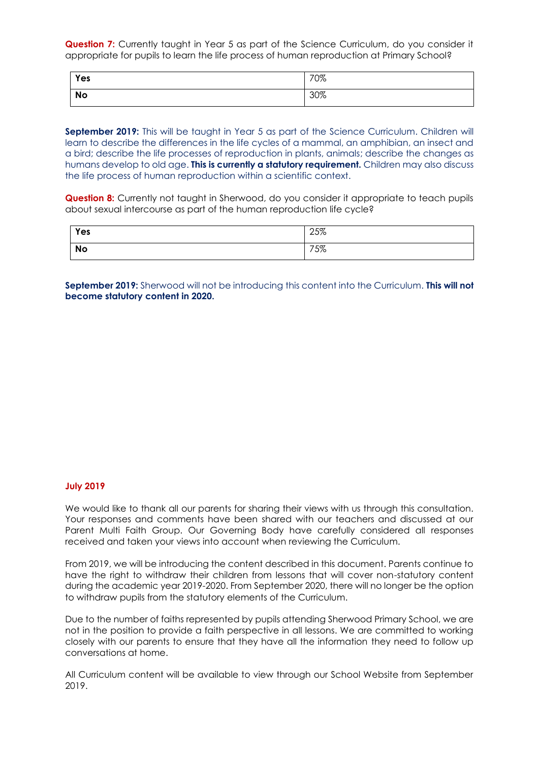**Question 7:** Currently taught in Year 5 as part of the Science Curriculum, do you consider it appropriate for pupils to learn the life process of human reproduction at Primary School?

| | |
|---|---|
| **Yes** | 70% |
| **No** | 30% |

**September 2019:** This will be taught in Year 5 as part of the Science Curriculum. Children will learn to describe the differences in the life cycles of a mammal, an amphibian, an insect and a bird; describe the life processes of reproduction in plants, animals; describe the changes as humans develop to old age. **This is currently a statutory requirement.** Children may also discuss the life process of human reproduction within a scientific context.

**Question 8:** Currently not taught in Sherwood, do you consider it appropriate to teach pupils about sexual intercourse as part of the human reproduction life cycle?

| | |
|---|---|
| **Yes** | 25% |
| **No** | 75% |

**September 2019:** Sherwood will not be introducing this content into the Curriculum. **This will not become statutory content in 2020.**

**July 2019**

We would like to thank all our parents for sharing their views with us through this consultation. Your responses and comments have been shared with our teachers and discussed at our Parent Multi Faith Group. Our Governing Body have carefully considered all responses received and taken your views into account when reviewing the Curriculum.

From 2019, we will be introducing the content described in this document. Parents continue to have the right to withdraw their children from lessons that will cover non-statutory content during the academic year 2019-2020. From September 2020, there will no longer be the option to withdraw pupils from the statutory elements of the Curriculum.

Due to the number of faiths represented by pupils attending Sherwood Primary School, we are not in the position to provide a faith perspective in all lessons. We are committed to working closely with our parents to ensure that they have all the information they need to follow up conversations at home.

All Curriculum content will be available to view through our School Website from September 2019.